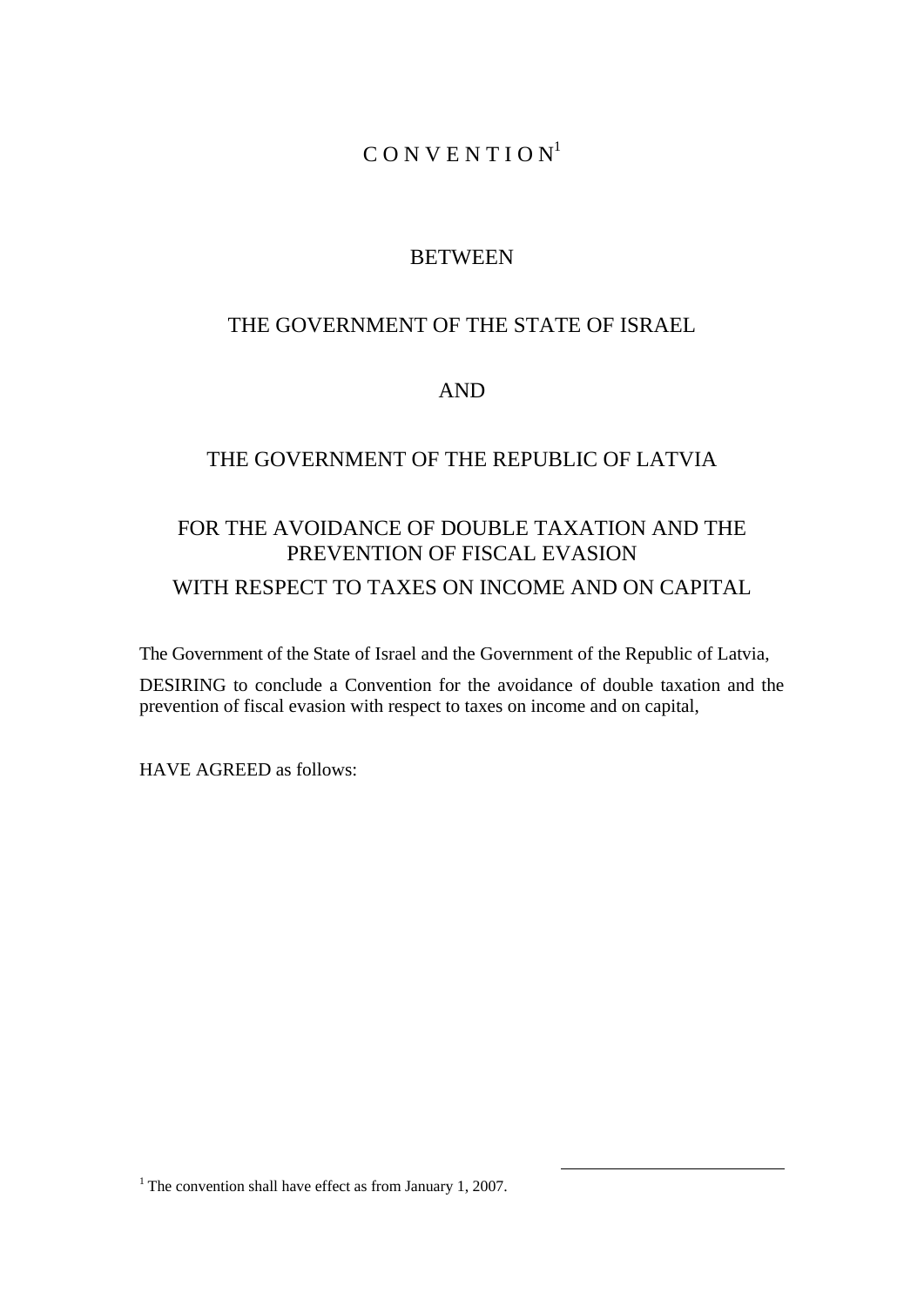# CONVENTION[1]

## BETWEEN

## THE GOVERNMENT OF THE STATE OF ISRAEL

## AND

## THE GOVERNMENT OF THE REPUBLIC OF LATVIA

## FOR THE AVOIDANCE OF DOUBLE TAXATION AND THE PREVENTION OF FISCAL EVASION WITH RESPECT TO TAXES ON INCOME AND ON CAPITAL

The Government of the State of Israel and the Government of the Republic of Latvia,

DESIRING to conclude a Convention for the avoidance of double taxation and the prevention of fiscal evasion with respect to taxes on income and on capital,

HAVE AGREED as follows:

---

[1] The convention shall have effect as from January 1, 2007.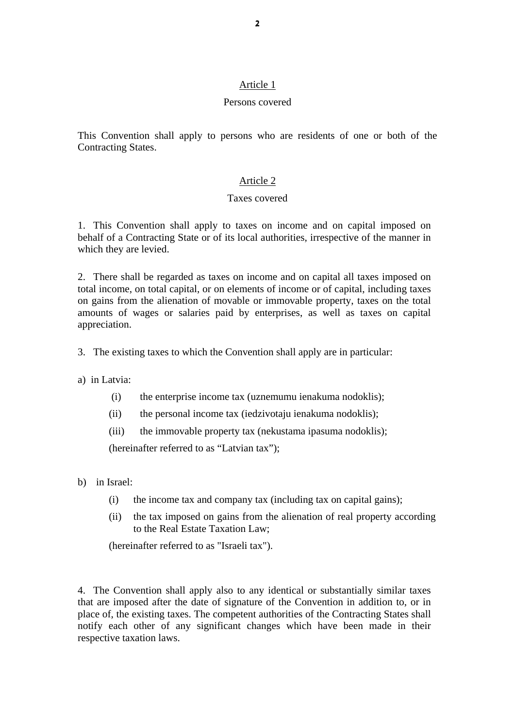## Article 1

### Persons covered

This Convention shall apply to persons who are residents of one or both of the Contracting States.

## Article 2

### Taxes covered

1. This Convention shall apply to taxes on income and on capital imposed on behalf of a Contracting State or of its local authorities, irrespective of the manner in which they are levied.

2. There shall be regarded as taxes on income and on capital all taxes imposed on total income, on total capital, or on elements of income or of capital, including taxes on gains from the alienation of movable or immovable property, taxes on the total amounts of wages or salaries paid by enterprises, as well as taxes on capital appreciation.

3. The existing taxes to which the Convention shall apply are in particular:

a) in Latvia:

- (i) the enterprise income tax (uznemumu ienakuma nodoklis);
- (ii) the personal income tax (iedzivotaju ienakuma nodoklis);
- (iii) the immovable property tax (nekustama ipasuma nodoklis);

(hereinafter referred to as "Latvian tax");

b) in Israel:

- (i) the income tax and company tax (including tax on capital gains);
- (ii) the tax imposed on gains from the alienation of real property according to the Real Estate Taxation Law;

(hereinafter referred to as "Israeli tax").

4. The Convention shall apply also to any identical or substantially similar taxes that are imposed after the date of signature of the Convention in addition to, or in place of, the existing taxes. The competent authorities of the Contracting States shall notify each other of any significant changes which have been made in their respective taxation laws.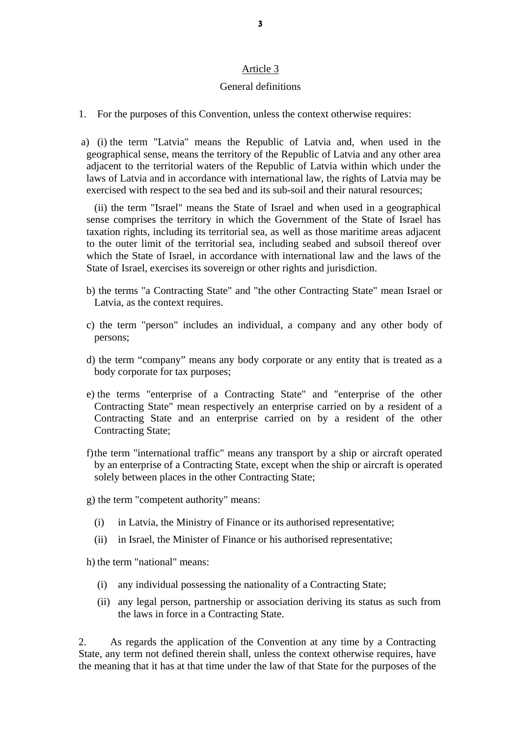## Article 3

### General definitions

1. For the purposes of this Convention, unless the context otherwise requires:

a) (i) the term "Latvia" means the Republic of Latvia and, when used in the geographical sense, means the territory of the Republic of Latvia and any other area adjacent to the territorial waters of the Republic of Latvia within which under the laws of Latvia and in accordance with international law, the rights of Latvia may be exercised with respect to the sea bed and its sub-soil and their natural resources;

(ii) the term "Israel" means the State of Israel and when used in a geographical sense comprises the territory in which the Government of the State of Israel has taxation rights, including its territorial sea, as well as those maritime areas adjacent to the outer limit of the territorial sea, including seabed and subsoil thereof over which the State of Israel, in accordance with international law and the laws of the State of Israel, exercises its sovereign or other rights and jurisdiction.

b) the terms "a Contracting State" and "the other Contracting State" mean Israel or Latvia, as the context requires.

c) the term "person" includes an individual, a company and any other body of persons;

d) the term "company" means any body corporate or any entity that is treated as a body corporate for tax purposes;

e) the terms "enterprise of a Contracting State" and "enterprise of the other Contracting State" mean respectively an enterprise carried on by a resident of a Contracting State and an enterprise carried on by a resident of the other Contracting State;

f) the term "international traffic" means any transport by a ship or aircraft operated by an enterprise of a Contracting State, except when the ship or aircraft is operated solely between places in the other Contracting State;

g) the term "competent authority" means:

(i) in Latvia, the Ministry of Finance or its authorised representative;

(ii) in Israel, the Minister of Finance or his authorised representative;

h) the term "national" means:

(i) any individual possessing the nationality of a Contracting State;

(ii) any legal person, partnership or association deriving its status as such from the laws in force in a Contracting State.

2. As regards the application of the Convention at any time by a Contracting State, any term not defined therein shall, unless the context otherwise requires, have the meaning that it has at that time under the law of that State for the purposes of the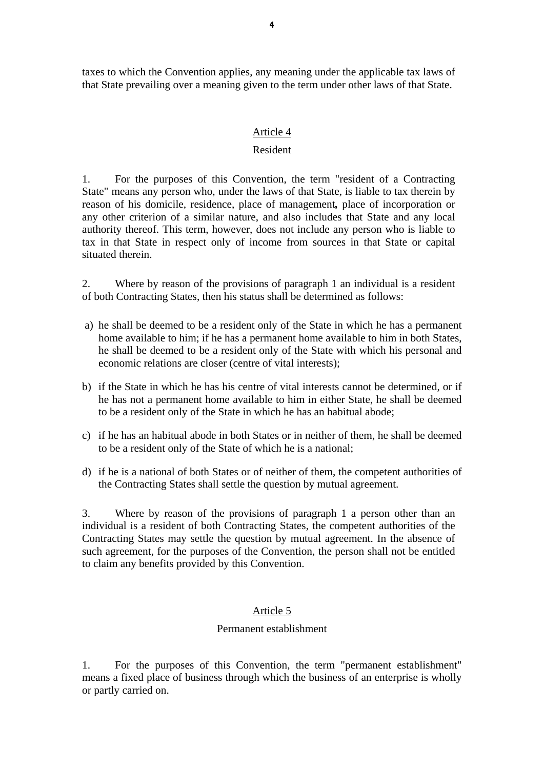taxes to which the Convention applies, any meaning under the applicable tax laws of that State prevailing over a meaning given to the term under other laws of that State.

## Article 4

### Resident

1. For the purposes of this Convention, the term "resident of a Contracting State" means any person who, under the laws of that State, is liable to tax therein by reason of his domicile, residence, place of management**,** place of incorporation or any other criterion of a similar nature, and also includes that State and any local authority thereof. This term, however, does not include any person who is liable to tax in that State in respect only of income from sources in that State or capital situated therein.

2. Where by reason of the provisions of paragraph 1 an individual is a resident of both Contracting States, then his status shall be determined as follows:

a) he shall be deemed to be a resident only of the State in which he has a permanent home available to him; if he has a permanent home available to him in both States, he shall be deemed to be a resident only of the State with which his personal and economic relations are closer (centre of vital interests);

b) if the State in which he has his centre of vital interests cannot be determined, or if he has not a permanent home available to him in either State, he shall be deemed to be a resident only of the State in which he has an habitual abode;

c) if he has an habitual abode in both States or in neither of them, he shall be deemed to be a resident only of the State of which he is a national;

d) if he is a national of both States or of neither of them, the competent authorities of the Contracting States shall settle the question by mutual agreement.

3. Where by reason of the provisions of paragraph 1 a person other than an individual is a resident of both Contracting States, the competent authorities of the Contracting States may settle the question by mutual agreement. In the absence of such agreement, for the purposes of the Convention, the person shall not be entitled to claim any benefits provided by this Convention.

## Article 5

### Permanent establishment

1. For the purposes of this Convention, the term "permanent establishment" means a fixed place of business through which the business of an enterprise is wholly or partly carried on.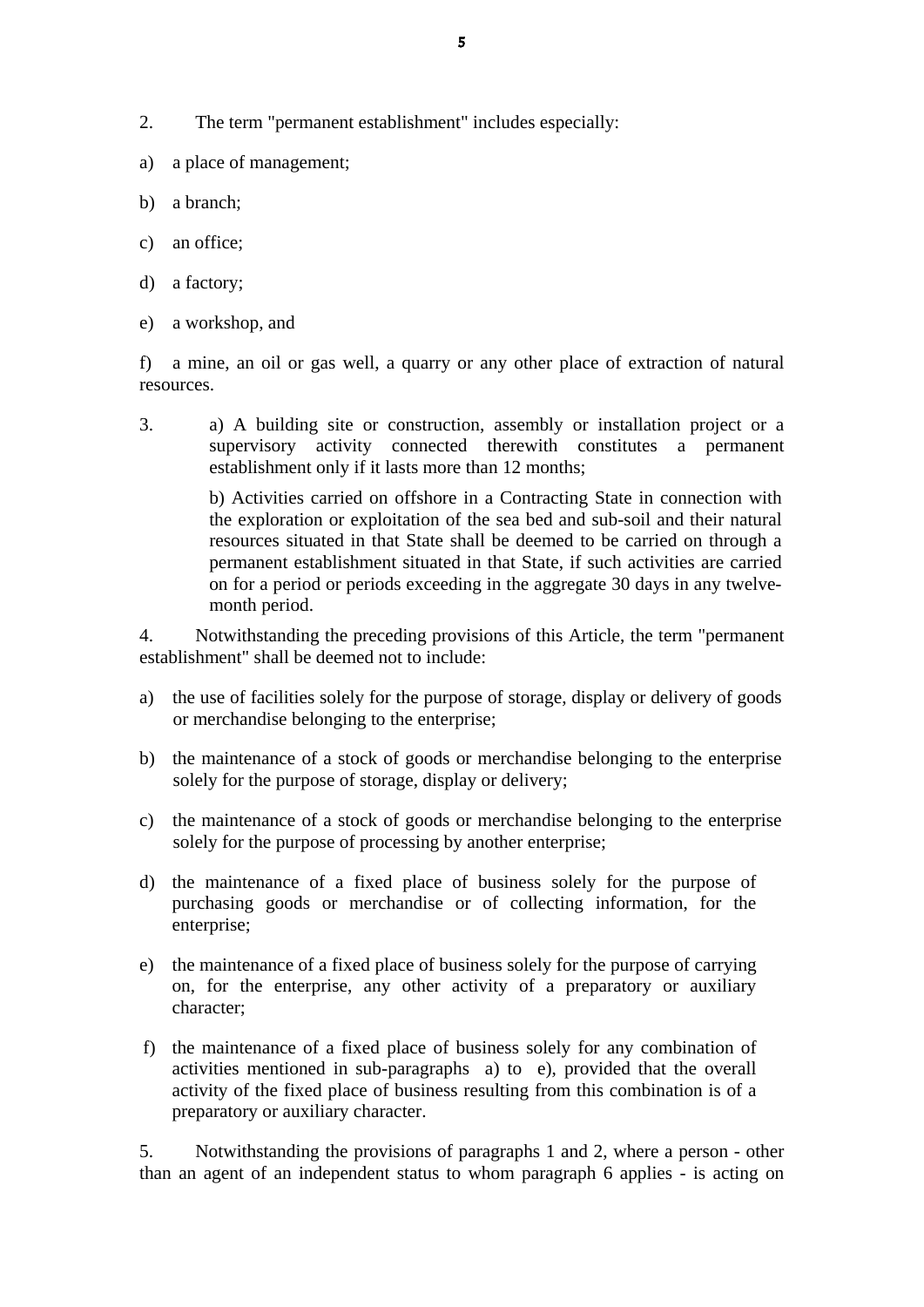2. The term "permanent establishment" includes especially:

a) a place of management;

b) a branch;

c) an office;

d) a factory;

e) a workshop, and

f) a mine, an oil or gas well, a quarry or any other place of extraction of natural resources.

3. a) A building site or construction, assembly or installation project or a supervisory activity connected therewith constitutes a permanent establishment only if it lasts more than 12 months;

b) Activities carried on offshore in a Contracting State in connection with the exploration or exploitation of the sea bed and sub-soil and their natural resources situated in that State shall be deemed to be carried on through a permanent establishment situated in that State, if such activities are carried on for a period or periods exceeding in the aggregate 30 days in any twelve-month period.

4. Notwithstanding the preceding provisions of this Article, the term "permanent establishment" shall be deemed not to include:

a) the use of facilities solely for the purpose of storage, display or delivery of goods or merchandise belonging to the enterprise;

b) the maintenance of a stock of goods or merchandise belonging to the enterprise solely for the purpose of storage, display or delivery;

c) the maintenance of a stock of goods or merchandise belonging to the enterprise solely for the purpose of processing by another enterprise;

d) the maintenance of a fixed place of business solely for the purpose of purchasing goods or merchandise or of collecting information, for the enterprise;

e) the maintenance of a fixed place of business solely for the purpose of carrying on, for the enterprise, any other activity of a preparatory or auxiliary character;

f) the maintenance of a fixed place of business solely for any combination of activities mentioned in sub-paragraphs a) to e), provided that the overall activity of the fixed place of business resulting from this combination is of a preparatory or auxiliary character.

5. Notwithstanding the provisions of paragraphs 1 and 2, where a person - other than an agent of an independent status to whom paragraph 6 applies - is acting on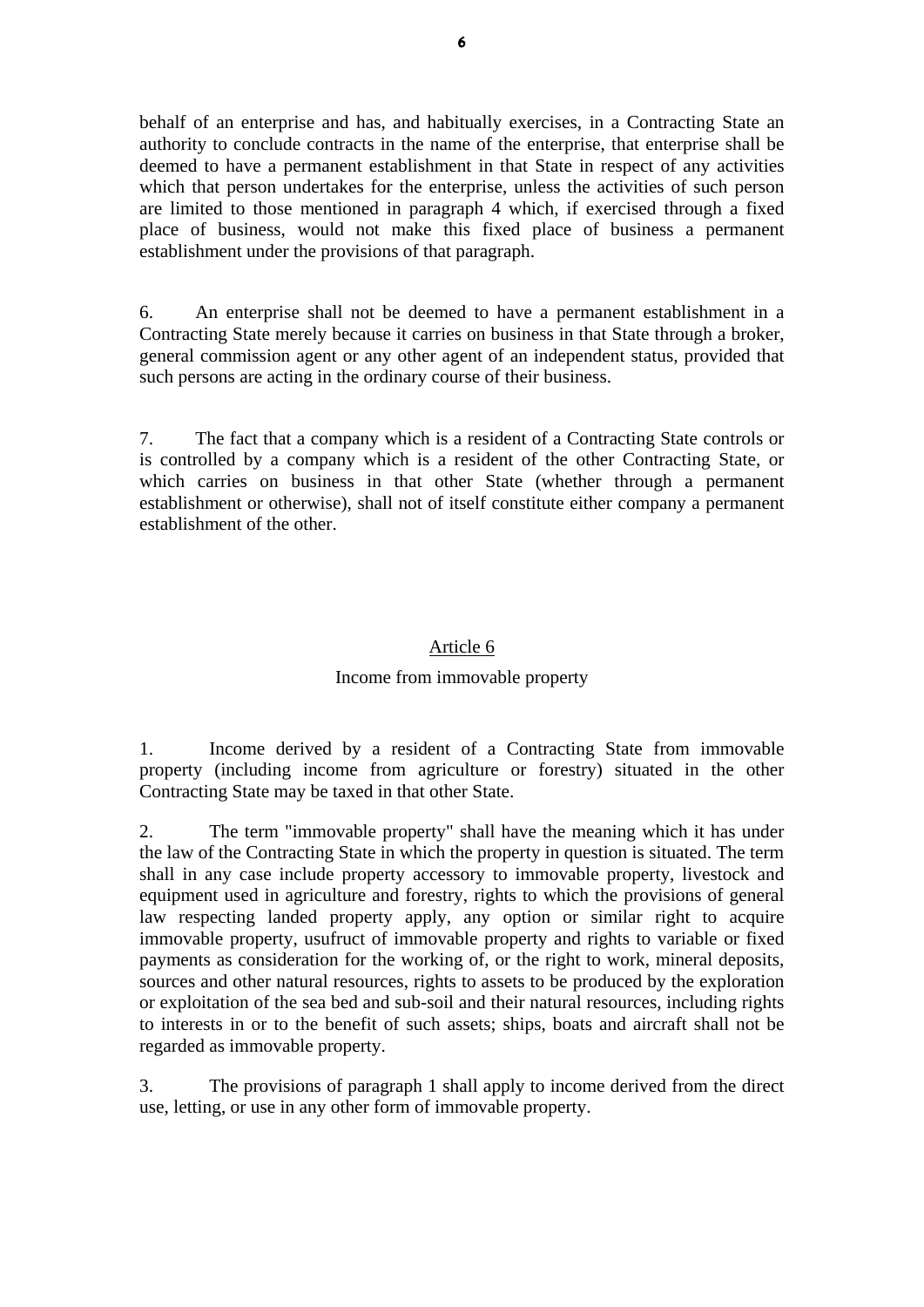behalf of an enterprise and has, and habitually exercises, in a Contracting State an authority to conclude contracts in the name of the enterprise, that enterprise shall be deemed to have a permanent establishment in that State in respect of any activities which that person undertakes for the enterprise, unless the activities of such person are limited to those mentioned in paragraph 4 which, if exercised through a fixed place of business, would not make this fixed place of business a permanent establishment under the provisions of that paragraph.

6. An enterprise shall not be deemed to have a permanent establishment in a Contracting State merely because it carries on business in that State through a broker, general commission agent or any other agent of an independent status, provided that such persons are acting in the ordinary course of their business.

7. The fact that a company which is a resident of a Contracting State controls or is controlled by a company which is a resident of the other Contracting State, or which carries on business in that other State (whether through a permanent establishment or otherwise), shall not of itself constitute either company a permanent establishment of the other.

## Article 6

### Income from immovable property

1. Income derived by a resident of a Contracting State from immovable property (including income from agriculture or forestry) situated in the other Contracting State may be taxed in that other State.

2. The term "immovable property" shall have the meaning which it has under the law of the Contracting State in which the property in question is situated. The term shall in any case include property accessory to immovable property, livestock and equipment used in agriculture and forestry, rights to which the provisions of general law respecting landed property apply, any option or similar right to acquire immovable property, usufruct of immovable property and rights to variable or fixed payments as consideration for the working of, or the right to work, mineral deposits, sources and other natural resources, rights to assets to be produced by the exploration or exploitation of the sea bed and sub-soil and their natural resources, including rights to interests in or to the benefit of such assets; ships, boats and aircraft shall not be regarded as immovable property.

3. The provisions of paragraph 1 shall apply to income derived from the direct use, letting, or use in any other form of immovable property.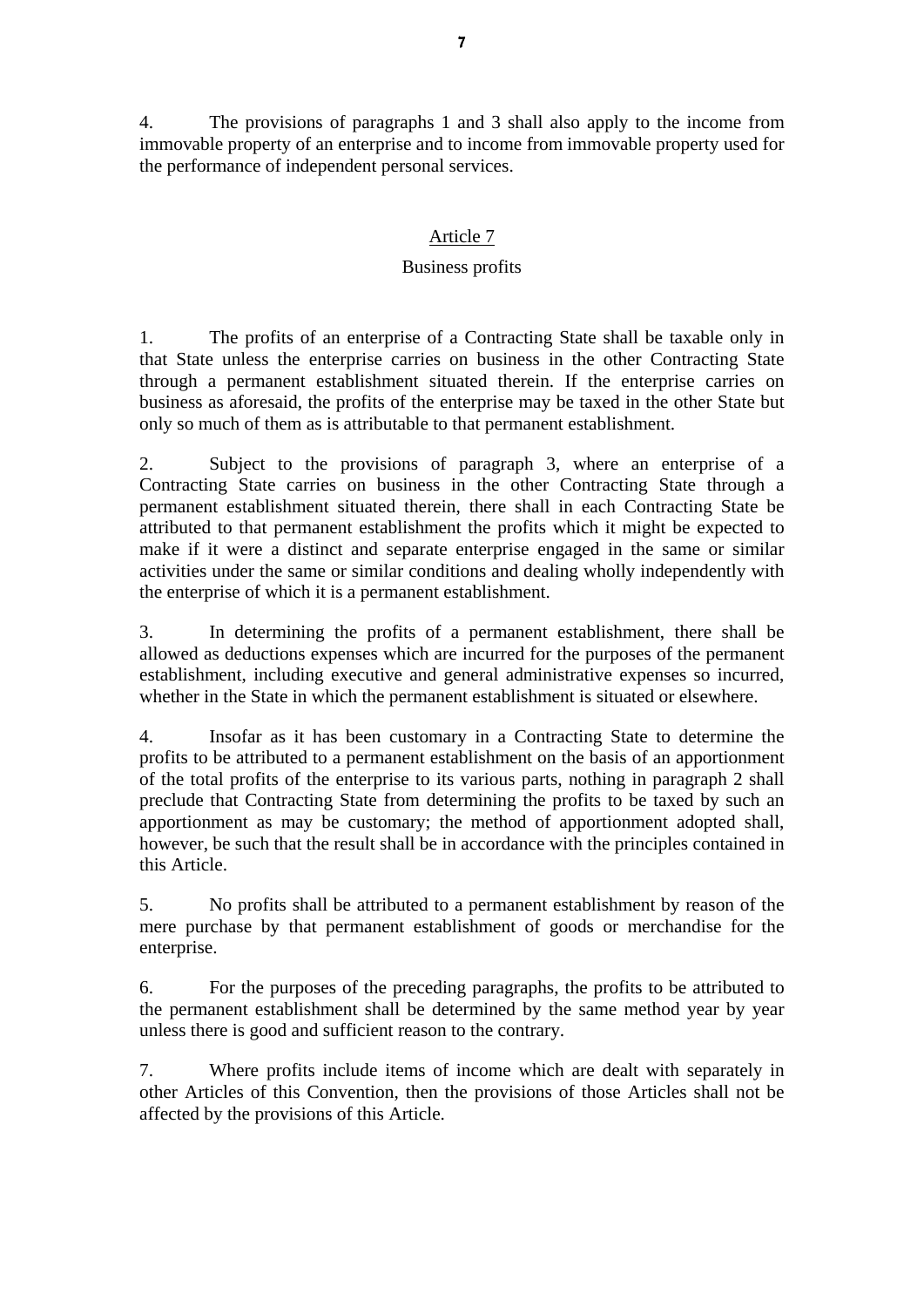4. The provisions of paragraphs 1 and 3 shall also apply to the income from immovable property of an enterprise and to income from immovable property used for the performance of independent personal services.

## Article 7

### Business profits

1. The profits of an enterprise of a Contracting State shall be taxable only in that State unless the enterprise carries on business in the other Contracting State through a permanent establishment situated therein. If the enterprise carries on business as aforesaid, the profits of the enterprise may be taxed in the other State but only so much of them as is attributable to that permanent establishment.

2. Subject to the provisions of paragraph 3, where an enterprise of a Contracting State carries on business in the other Contracting State through a permanent establishment situated therein, there shall in each Contracting State be attributed to that permanent establishment the profits which it might be expected to make if it were a distinct and separate enterprise engaged in the same or similar activities under the same or similar conditions and dealing wholly independently with the enterprise of which it is a permanent establishment.

3. In determining the profits of a permanent establishment, there shall be allowed as deductions expenses which are incurred for the purposes of the permanent establishment, including executive and general administrative expenses so incurred, whether in the State in which the permanent establishment is situated or elsewhere.

4. Insofar as it has been customary in a Contracting State to determine the profits to be attributed to a permanent establishment on the basis of an apportionment of the total profits of the enterprise to its various parts, nothing in paragraph 2 shall preclude that Contracting State from determining the profits to be taxed by such an apportionment as may be customary; the method of apportionment adopted shall, however, be such that the result shall be in accordance with the principles contained in this Article.

5. No profits shall be attributed to a permanent establishment by reason of the mere purchase by that permanent establishment of goods or merchandise for the enterprise.

6. For the purposes of the preceding paragraphs, the profits to be attributed to the permanent establishment shall be determined by the same method year by year unless there is good and sufficient reason to the contrary.

7. Where profits include items of income which are dealt with separately in other Articles of this Convention, then the provisions of those Articles shall not be affected by the provisions of this Article.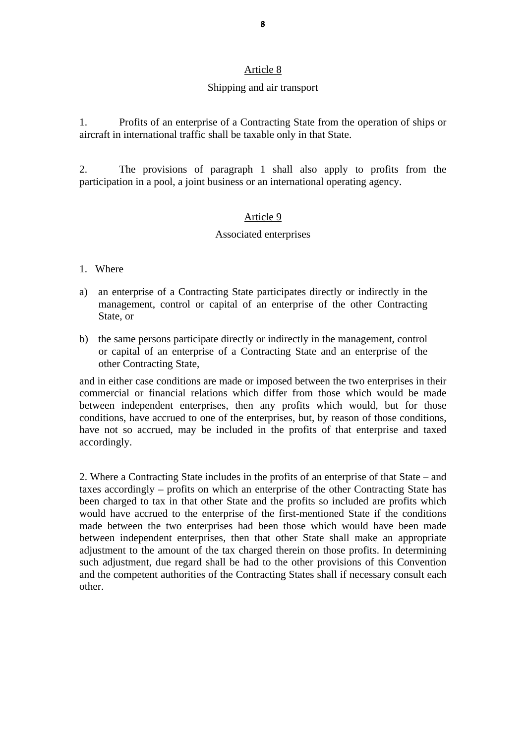## Article 8

### Shipping and air transport

1. Profits of an enterprise of a Contracting State from the operation of ships or aircraft in international traffic shall be taxable only in that State.

2. The provisions of paragraph 1 shall also apply to profits from the participation in a pool, a joint business or an international operating agency.

## Article 9

### Associated enterprises

1. Where

a) an enterprise of a Contracting State participates directly or indirectly in the management, control or capital of an enterprise of the other Contracting State, or

b) the same persons participate directly or indirectly in the management, control or capital of an enterprise of a Contracting State and an enterprise of the other Contracting State,

and in either case conditions are made or imposed between the two enterprises in their commercial or financial relations which differ from those which would be made between independent enterprises, then any profits which would, but for those conditions, have accrued to one of the enterprises, but, by reason of those conditions, have not so accrued, may be included in the profits of that enterprise and taxed accordingly.

2. Where a Contracting State includes in the profits of an enterprise of that State – and taxes accordingly – profits on which an enterprise of the other Contracting State has been charged to tax in that other State and the profits so included are profits which would have accrued to the enterprise of the first-mentioned State if the conditions made between the two enterprises had been those which would have been made between independent enterprises, then that other State shall make an appropriate adjustment to the amount of the tax charged therein on those profits. In determining such adjustment, due regard shall be had to the other provisions of this Convention and the competent authorities of the Contracting States shall if necessary consult each other.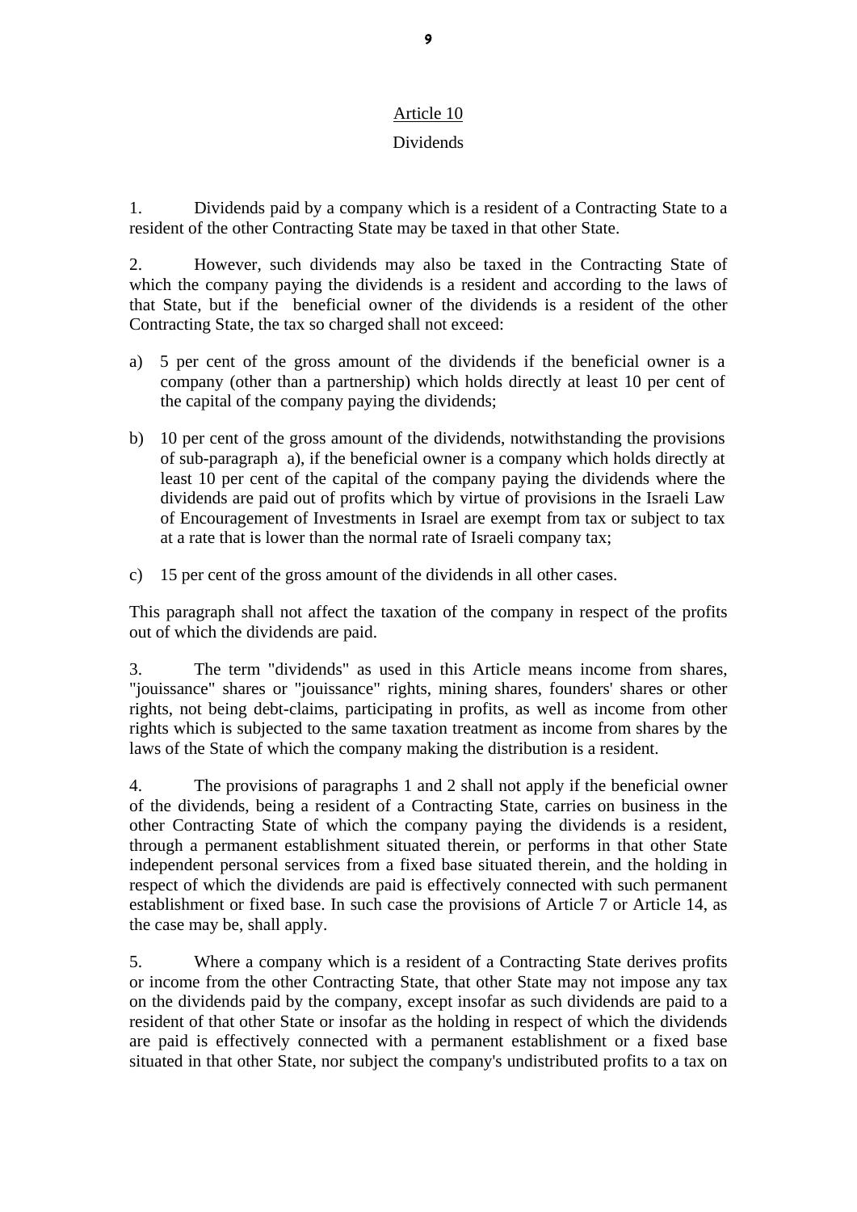## Article 10

### Dividends

1. Dividends paid by a company which is a resident of a Contracting State to a resident of the other Contracting State may be taxed in that other State.

2. However, such dividends may also be taxed in the Contracting State of which the company paying the dividends is a resident and according to the laws of that State, but if the beneficial owner of the dividends is a resident of the other Contracting State, the tax so charged shall not exceed:

a) 5 per cent of the gross amount of the dividends if the beneficial owner is a company (other than a partnership) which holds directly at least 10 per cent of the capital of the company paying the dividends;

b) 10 per cent of the gross amount of the dividends, notwithstanding the provisions of sub-paragraph a), if the beneficial owner is a company which holds directly at least 10 per cent of the capital of the company paying the dividends where the dividends are paid out of profits which by virtue of provisions in the Israeli Law of Encouragement of Investments in Israel are exempt from tax or subject to tax at a rate that is lower than the normal rate of Israeli company tax;

c) 15 per cent of the gross amount of the dividends in all other cases.

This paragraph shall not affect the taxation of the company in respect of the profits out of which the dividends are paid.

3. The term "dividends" as used in this Article means income from shares, "jouissance" shares or "jouissance" rights, mining shares, founders' shares or other rights, not being debt-claims, participating in profits, as well as income from other rights which is subjected to the same taxation treatment as income from shares by the laws of the State of which the company making the distribution is a resident.

4. The provisions of paragraphs 1 and 2 shall not apply if the beneficial owner of the dividends, being a resident of a Contracting State, carries on business in the other Contracting State of which the company paying the dividends is a resident, through a permanent establishment situated therein, or performs in that other State independent personal services from a fixed base situated therein, and the holding in respect of which the dividends are paid is effectively connected with such permanent establishment or fixed base. In such case the provisions of Article 7 or Article 14, as the case may be, shall apply.

5. Where a company which is a resident of a Contracting State derives profits or income from the other Contracting State, that other State may not impose any tax on the dividends paid by the company, except insofar as such dividends are paid to a resident of that other State or insofar as the holding in respect of which the dividends are paid is effectively connected with a permanent establishment or a fixed base situated in that other State, nor subject the company's undistributed profits to a tax on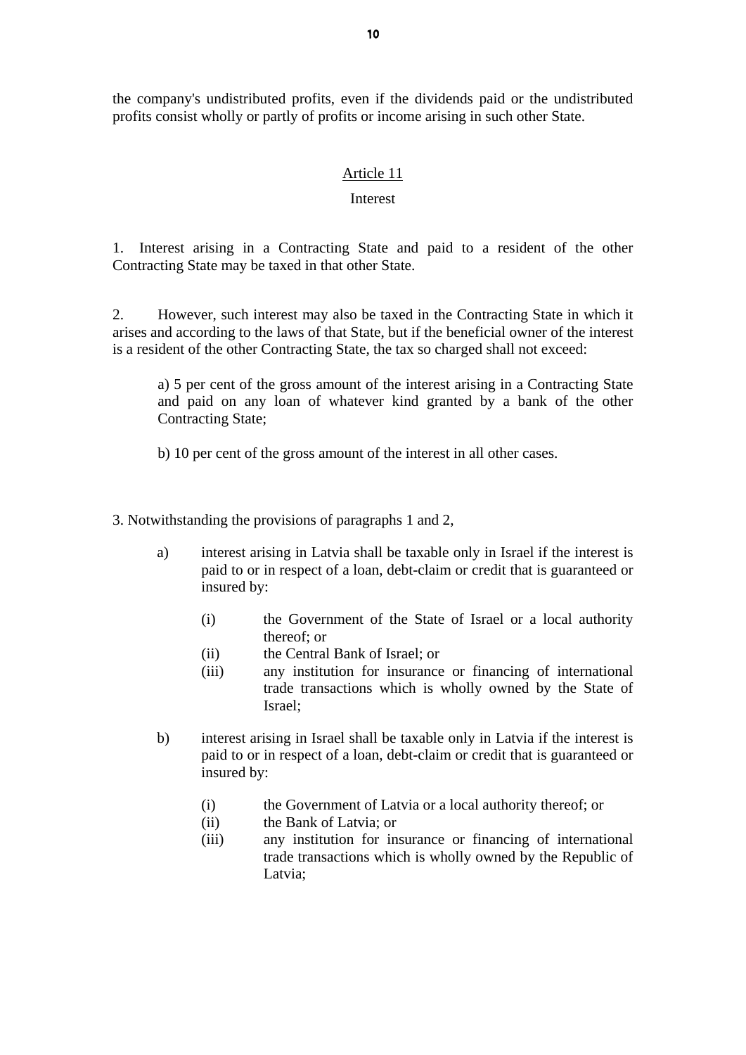the company's undistributed profits, even if the dividends paid or the undistributed profits consist wholly or partly of profits or income arising in such other State.

## Article 11

### Interest

1. Interest arising in a Contracting State and paid to a resident of the other Contracting State may be taxed in that other State.

2. However, such interest may also be taxed in the Contracting State in which it arises and according to the laws of that State, but if the beneficial owner of the interest is a resident of the other Contracting State, the tax so charged shall not exceed:

> a) 5 per cent of the gross amount of the interest arising in a Contracting State and paid on any loan of whatever kind granted by a bank of the other Contracting State;
>
> b) 10 per cent of the gross amount of the interest in all other cases.

3. Notwithstanding the provisions of paragraphs 1 and 2,

- a) interest arising in Latvia shall be taxable only in Israel if the interest is paid to or in respect of a loan, debt-claim or credit that is guaranteed or insured by:
  - (i) the Government of the State of Israel or a local authority thereof; or
  - (ii) the Central Bank of Israel; or
  - (iii) any institution for insurance or financing of international trade transactions which is wholly owned by the State of Israel;

- b) interest arising in Israel shall be taxable only in Latvia if the interest is paid to or in respect of a loan, debt-claim or credit that is guaranteed or insured by:
  - (i) the Government of Latvia or a local authority thereof; or
  - (ii) the Bank of Latvia; or
  - (iii) any institution for insurance or financing of international trade transactions which is wholly owned by the Republic of Latvia;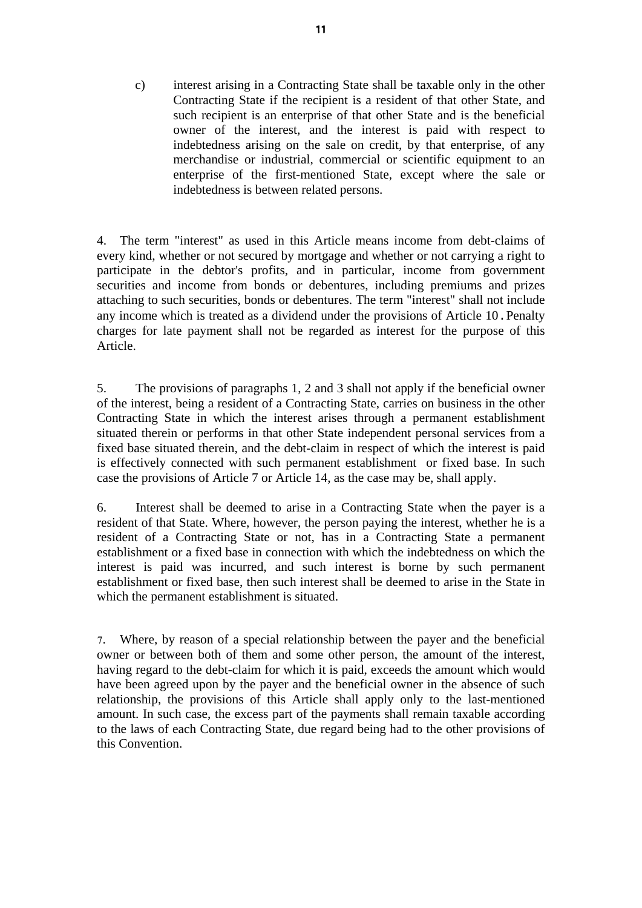c) interest arising in a Contracting State shall be taxable only in the other Contracting State if the recipient is a resident of that other State, and such recipient is an enterprise of that other State and is the beneficial owner of the interest, and the interest is paid with respect to indebtedness arising on the sale on credit, by that enterprise, of any merchandise or industrial, commercial or scientific equipment to an enterprise of the first-mentioned State, except where the sale or indebtedness is between related persons.

4. The term "interest" as used in this Article means income from debt-claims of every kind, whether or not secured by mortgage and whether or not carrying a right to participate in the debtor's profits, and in particular, income from government securities and income from bonds or debentures, including premiums and prizes attaching to such securities, bonds or debentures. The term "interest" shall not include any income which is treated as a dividend under the provisions of Article 10. Penalty charges for late payment shall not be regarded as interest for the purpose of this Article.

5. The provisions of paragraphs 1, 2 and 3 shall not apply if the beneficial owner of the interest, being a resident of a Contracting State, carries on business in the other Contracting State in which the interest arises through a permanent establishment situated therein or performs in that other State independent personal services from a fixed base situated therein, and the debt-claim in respect of which the interest is paid is effectively connected with such permanent establishment or fixed base. In such case the provisions of Article 7 or Article 14, as the case may be, shall apply.

6. Interest shall be deemed to arise in a Contracting State when the payer is a resident of that State. Where, however, the person paying the interest, whether he is a resident of a Contracting State or not, has in a Contracting State a permanent establishment or a fixed base in connection with which the indebtedness on which the interest is paid was incurred, and such interest is borne by such permanent establishment or fixed base, then such interest shall be deemed to arise in the State in which the permanent establishment is situated.

7. Where, by reason of a special relationship between the payer and the beneficial owner or between both of them and some other person, the amount of the interest, having regard to the debt-claim for which it is paid, exceeds the amount which would have been agreed upon by the payer and the beneficial owner in the absence of such relationship, the provisions of this Article shall apply only to the last-mentioned amount. In such case, the excess part of the payments shall remain taxable according to the laws of each Contracting State, due regard being had to the other provisions of this Convention.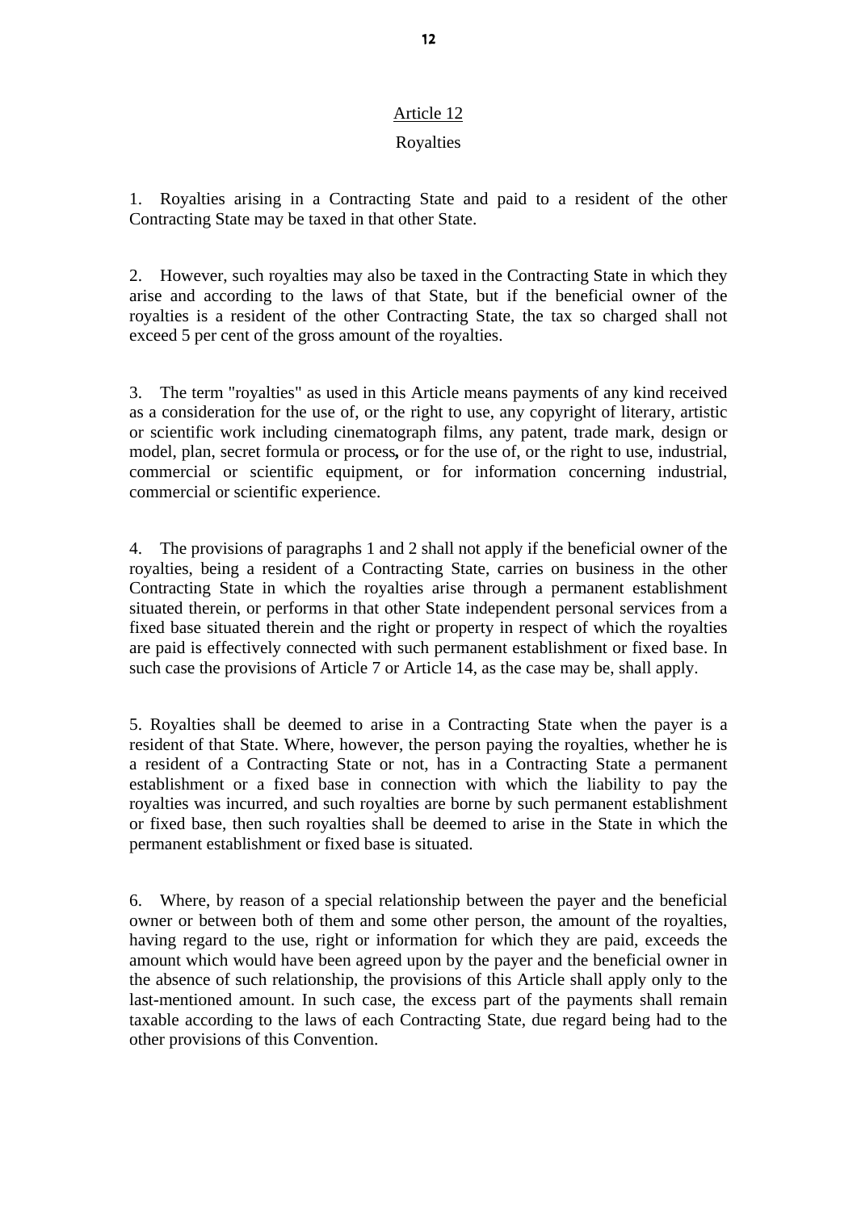## Article 12

### Royalties

1. Royalties arising in a Contracting State and paid to a resident of the other Contracting State may be taxed in that other State.

2. However, such royalties may also be taxed in the Contracting State in which they arise and according to the laws of that State, but if the beneficial owner of the royalties is a resident of the other Contracting State, the tax so charged shall not exceed 5 per cent of the gross amount of the royalties.

3. The term "royalties" as used in this Article means payments of any kind received as a consideration for the use of, or the right to use, any copyright of literary, artistic or scientific work including cinematograph films, any patent, trade mark, design or model, plan, secret formula or process**,** or for the use of, or the right to use, industrial, commercial or scientific equipment, or for information concerning industrial, commercial or scientific experience.

4. The provisions of paragraphs 1 and 2 shall not apply if the beneficial owner of the royalties, being a resident of a Contracting State, carries on business in the other Contracting State in which the royalties arise through a permanent establishment situated therein, or performs in that other State independent personal services from a fixed base situated therein and the right or property in respect of which the royalties are paid is effectively connected with such permanent establishment or fixed base. In such case the provisions of Article 7 or Article 14, as the case may be, shall apply.

5. Royalties shall be deemed to arise in a Contracting State when the payer is a resident of that State. Where, however, the person paying the royalties, whether he is a resident of a Contracting State or not, has in a Contracting State a permanent establishment or a fixed base in connection with which the liability to pay the royalties was incurred, and such royalties are borne by such permanent establishment or fixed base, then such royalties shall be deemed to arise in the State in which the permanent establishment or fixed base is situated.

6. Where, by reason of a special relationship between the payer and the beneficial owner or between both of them and some other person, the amount of the royalties, having regard to the use, right or information for which they are paid, exceeds the amount which would have been agreed upon by the payer and the beneficial owner in the absence of such relationship, the provisions of this Article shall apply only to the last-mentioned amount. In such case, the excess part of the payments shall remain taxable according to the laws of each Contracting State, due regard being had to the other provisions of this Convention.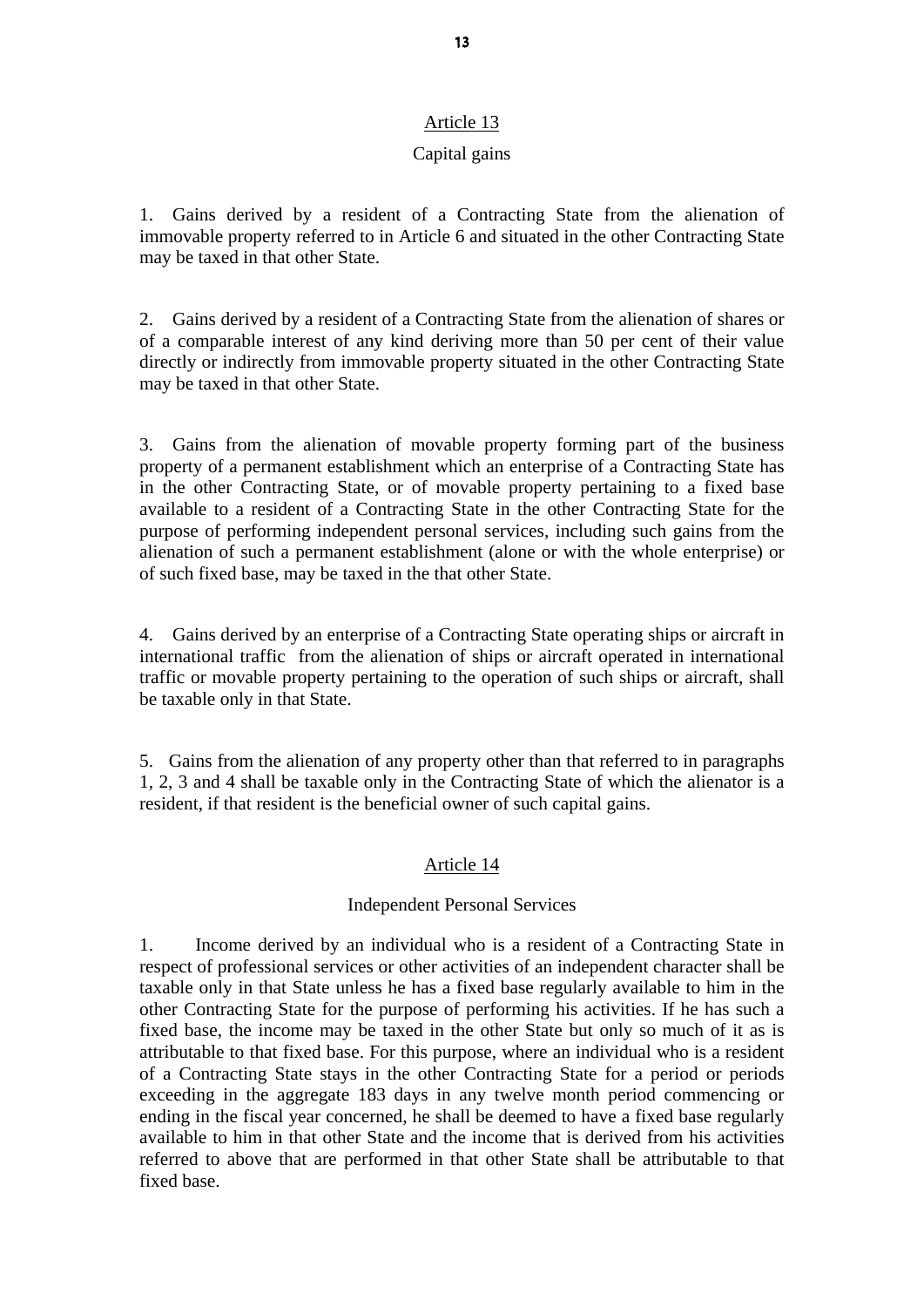## Article 13

### Capital gains

1. Gains derived by a resident of a Contracting State from the alienation of immovable property referred to in Article 6 and situated in the other Contracting State may be taxed in that other State.

2. Gains derived by a resident of a Contracting State from the alienation of shares or of a comparable interest of any kind deriving more than 50 per cent of their value directly or indirectly from immovable property situated in the other Contracting State may be taxed in that other State.

3. Gains from the alienation of movable property forming part of the business property of a permanent establishment which an enterprise of a Contracting State has in the other Contracting State, or of movable property pertaining to a fixed base available to a resident of a Contracting State in the other Contracting State for the purpose of performing independent personal services, including such gains from the alienation of such a permanent establishment (alone or with the whole enterprise) or of such fixed base, may be taxed in the that other State.

4. Gains derived by an enterprise of a Contracting State operating ships or aircraft in international traffic from the alienation of ships or aircraft operated in international traffic or movable property pertaining to the operation of such ships or aircraft, shall be taxable only in that State.

5. Gains from the alienation of any property other than that referred to in paragraphs 1, 2, 3 and 4 shall be taxable only in the Contracting State of which the alienator is a resident, if that resident is the beneficial owner of such capital gains.

## Article 14

### Independent Personal Services

1. Income derived by an individual who is a resident of a Contracting State in respect of professional services or other activities of an independent character shall be taxable only in that State unless he has a fixed base regularly available to him in the other Contracting State for the purpose of performing his activities. If he has such a fixed base, the income may be taxed in the other State but only so much of it as is attributable to that fixed base. For this purpose, where an individual who is a resident of a Contracting State stays in the other Contracting State for a period or periods exceeding in the aggregate 183 days in any twelve month period commencing or ending in the fiscal year concerned, he shall be deemed to have a fixed base regularly available to him in that other State and the income that is derived from his activities referred to above that are performed in that other State shall be attributable to that fixed base.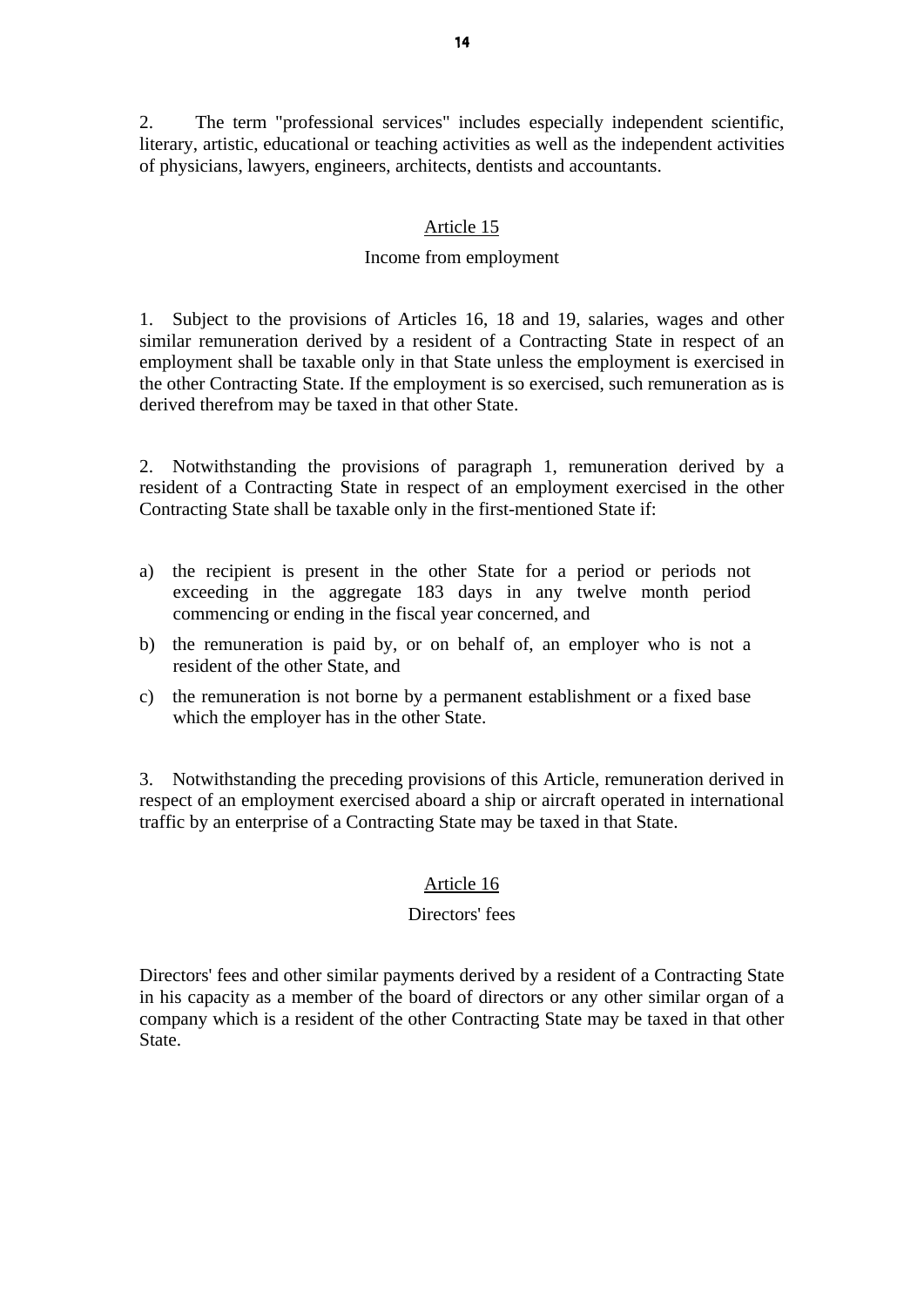2. The term "professional services" includes especially independent scientific, literary, artistic, educational or teaching activities as well as the independent activities of physicians, lawyers, engineers, architects, dentists and accountants.

## Article 15

### Income from employment

1. Subject to the provisions of Articles 16, 18 and 19, salaries, wages and other similar remuneration derived by a resident of a Contracting State in respect of an employment shall be taxable only in that State unless the employment is exercised in the other Contracting State. If the employment is so exercised, such remuneration as is derived therefrom may be taxed in that other State.

2. Notwithstanding the provisions of paragraph 1, remuneration derived by a resident of a Contracting State in respect of an employment exercised in the other Contracting State shall be taxable only in the first-mentioned State if:

a) the recipient is present in the other State for a period or periods not exceeding in the aggregate 183 days in any twelve month period commencing or ending in the fiscal year concerned, and
b) the remuneration is paid by, or on behalf of, an employer who is not a resident of the other State, and
c) the remuneration is not borne by a permanent establishment or a fixed base which the employer has in the other State.

3. Notwithstanding the preceding provisions of this Article, remuneration derived in respect of an employment exercised aboard a ship or aircraft operated in international traffic by an enterprise of a Contracting State may be taxed in that State.

## Article 16

### Directors' fees

Directors' fees and other similar payments derived by a resident of a Contracting State in his capacity as a member of the board of directors or any other similar organ of a company which is a resident of the other Contracting State may be taxed in that other State.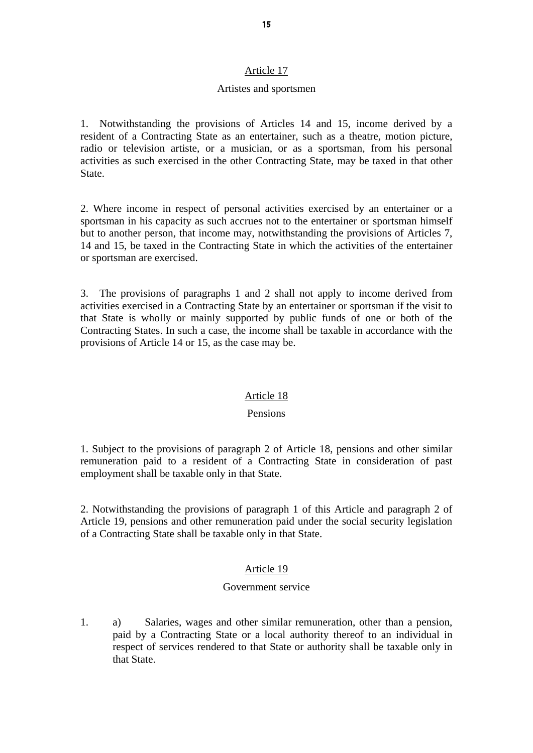## Article 17

### Artistes and sportsmen

1. Notwithstanding the provisions of Articles 14 and 15, income derived by a resident of a Contracting State as an entertainer, such as a theatre, motion picture, radio or television artiste, or a musician, or as a sportsman, from his personal activities as such exercised in the other Contracting State, may be taxed in that other State.

2. Where income in respect of personal activities exercised by an entertainer or a sportsman in his capacity as such accrues not to the entertainer or sportsman himself but to another person, that income may, notwithstanding the provisions of Articles 7, 14 and 15, be taxed in the Contracting State in which the activities of the entertainer or sportsman are exercised.

3. The provisions of paragraphs 1 and 2 shall not apply to income derived from activities exercised in a Contracting State by an entertainer or sportsman if the visit to that State is wholly or mainly supported by public funds of one or both of the Contracting States. In such a case, the income shall be taxable in accordance with the provisions of Article 14 or 15, as the case may be.

## Article 18

### Pensions

1. Subject to the provisions of paragraph 2 of Article 18, pensions and other similar remuneration paid to a resident of a Contracting State in consideration of past employment shall be taxable only in that State.

2. Notwithstanding the provisions of paragraph 1 of this Article and paragraph 2 of Article 19, pensions and other remuneration paid under the social security legislation of a Contracting State shall be taxable only in that State.

## Article 19

### Government service

1. a) Salaries, wages and other similar remuneration, other than a pension, paid by a Contracting State or a local authority thereof to an individual in respect of services rendered to that State or authority shall be taxable only in that State.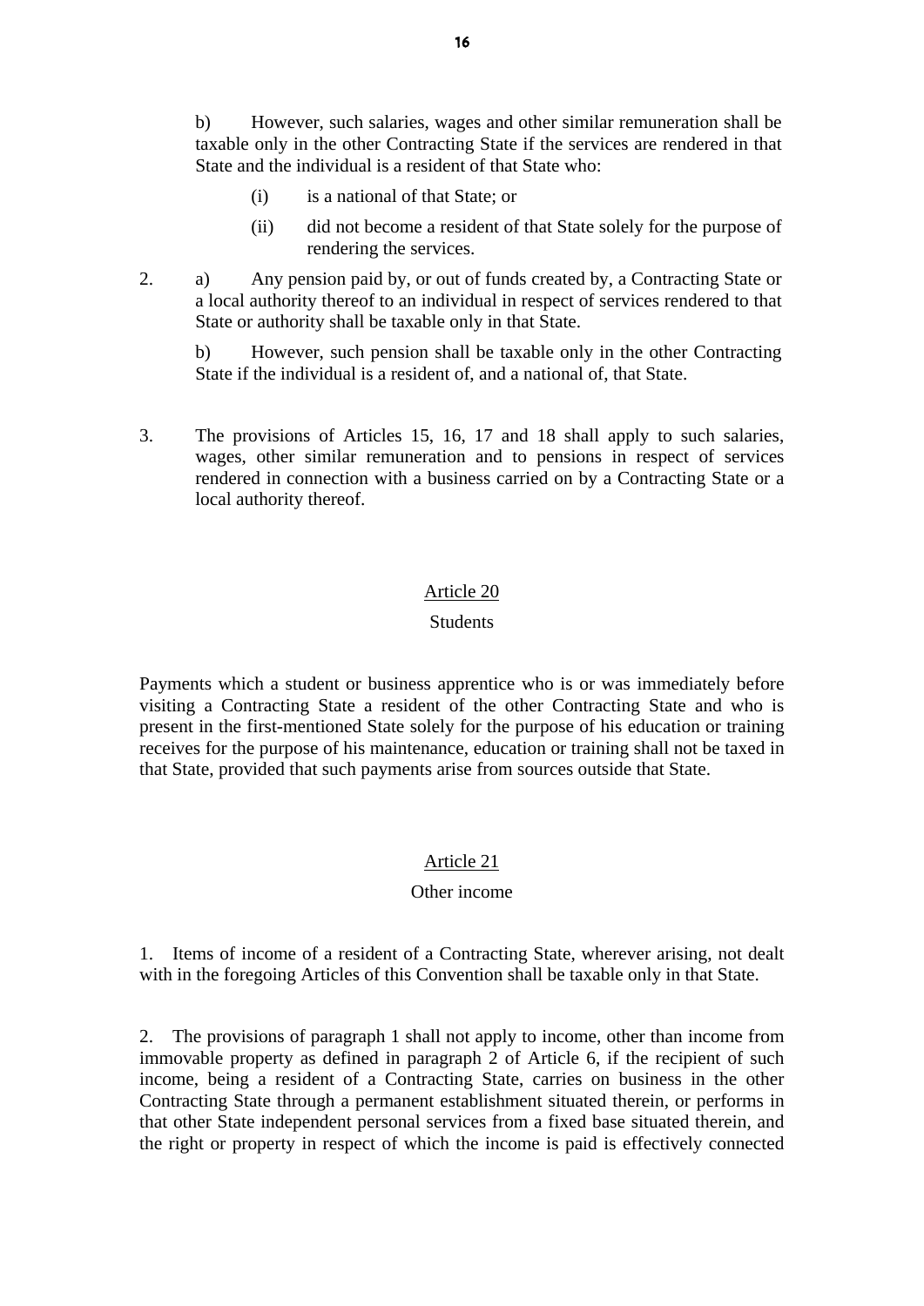b) However, such salaries, wages and other similar remuneration shall be taxable only in the other Contracting State if the services are rendered in that State and the individual is a resident of that State who:

(i) is a national of that State; or

(ii) did not become a resident of that State solely for the purpose of rendering the services.

2. a) Any pension paid by, or out of funds created by, a Contracting State or a local authority thereof to an individual in respect of services rendered to that State or authority shall be taxable only in that State.

b) However, such pension shall be taxable only in the other Contracting State if the individual is a resident of, and a national of, that State.

3. The provisions of Articles 15, 16, 17 and 18 shall apply to such salaries, wages, other similar remuneration and to pensions in respect of services rendered in connection with a business carried on by a Contracting State or a local authority thereof.

## Article 20

### Students

Payments which a student or business apprentice who is or was immediately before visiting a Contracting State a resident of the other Contracting State and who is present in the first-mentioned State solely for the purpose of his education or training receives for the purpose of his maintenance, education or training shall not be taxed in that State, provided that such payments arise from sources outside that State.

## Article 21

### Other income

1. Items of income of a resident of a Contracting State, wherever arising, not dealt with in the foregoing Articles of this Convention shall be taxable only in that State.

2. The provisions of paragraph 1 shall not apply to income, other than income from immovable property as defined in paragraph 2 of Article 6, if the recipient of such income, being a resident of a Contracting State, carries on business in the other Contracting State through a permanent establishment situated therein, or performs in that other State independent personal services from a fixed base situated therein, and the right or property in respect of which the income is paid is effectively connected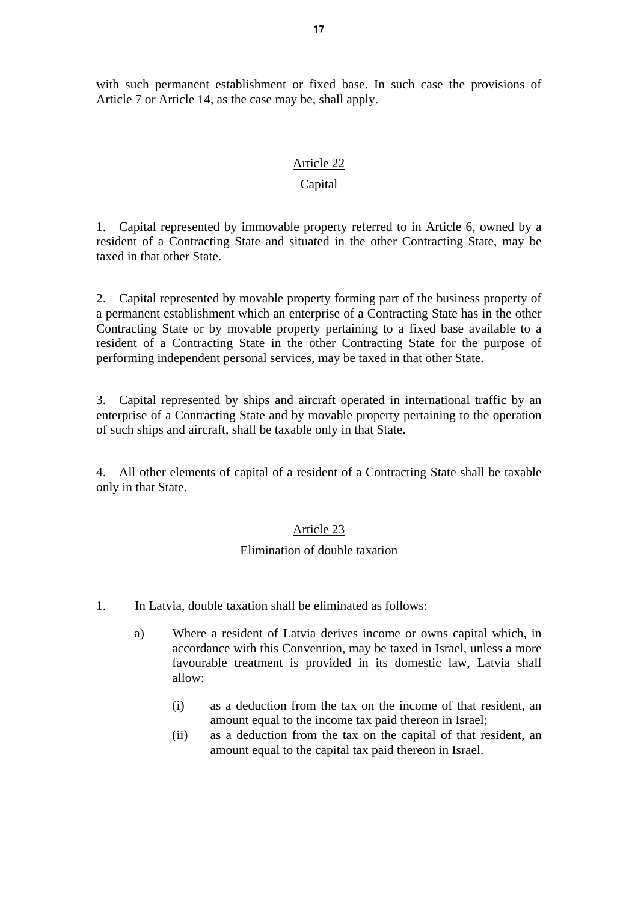with such permanent establishment or fixed base. In such case the provisions of Article 7 or Article 14, as the case may be, shall apply.

## Article 22

### Capital

1. Capital represented by immovable property referred to in Article 6, owned by a resident of a Contracting State and situated in the other Contracting State, may be taxed in that other State.

2. Capital represented by movable property forming part of the business property of a permanent establishment which an enterprise of a Contracting State has in the other Contracting State or by movable property pertaining to a fixed base available to a resident of a Contracting State in the other Contracting State for the purpose of performing independent personal services, may be taxed in that other State.

3. Capital represented by ships and aircraft operated in international traffic by an enterprise of a Contracting State and by movable property pertaining to the operation of such ships and aircraft, shall be taxable only in that State.

4. All other elements of capital of a resident of a Contracting State shall be taxable only in that State.

## Article 23

### Elimination of double taxation

1. In Latvia, double taxation shall be eliminated as follows:

   a) Where a resident of Latvia derives income or owns capital which, in accordance with this Convention, may be taxed in Israel, unless a more favourable treatment is provided in its domestic law, Latvia shall allow:

      (i) as a deduction from the tax on the income of that resident, an amount equal to the income tax paid thereon in Israel;

      (ii) as a deduction from the tax on the capital of that resident, an amount equal to the capital tax paid thereon in Israel.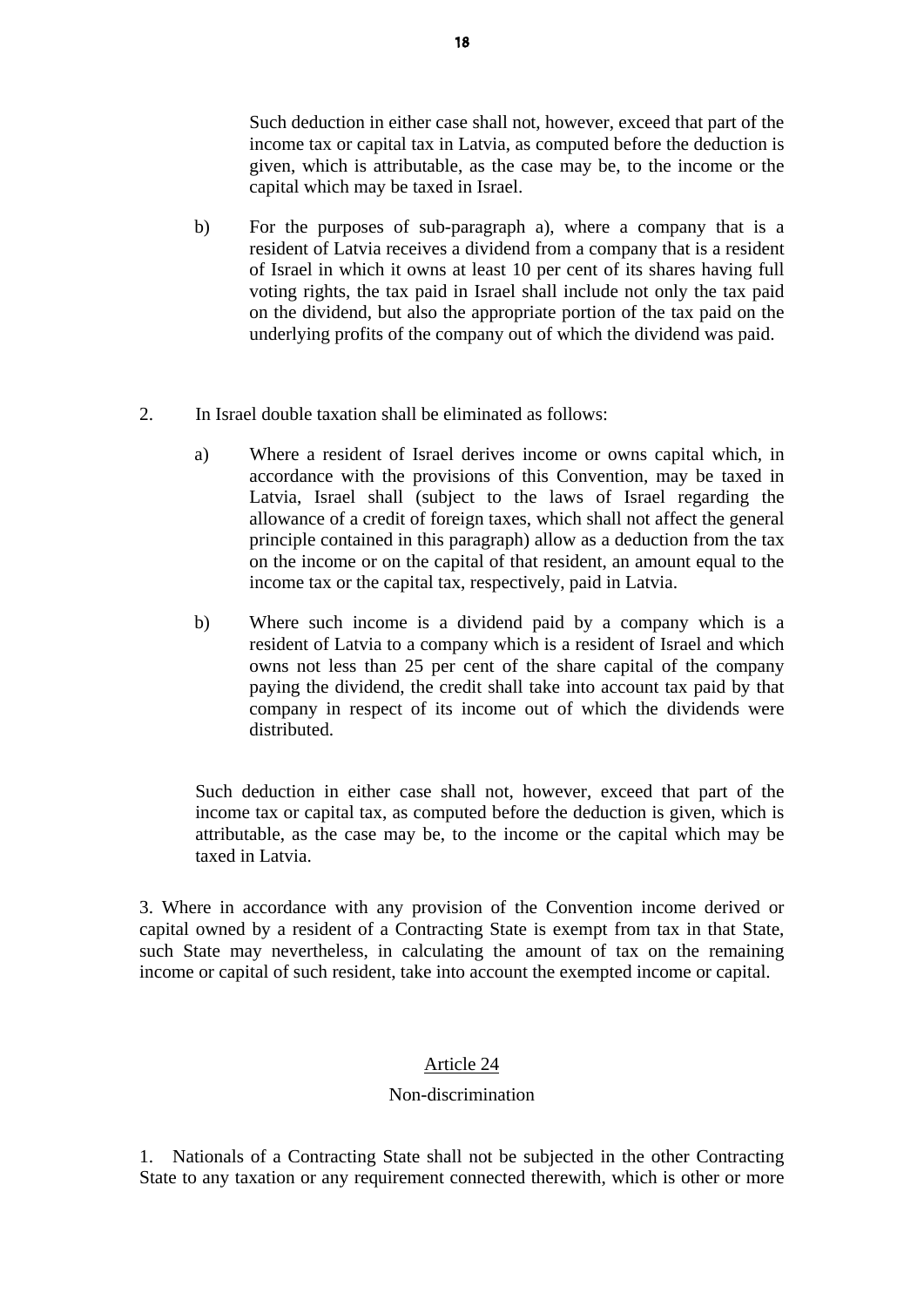Such deduction in either case shall not, however, exceed that part of the income tax or capital tax in Latvia, as computed before the deduction is given, which is attributable, as the case may be, to the income or the capital which may be taxed in Israel.

b) For the purposes of sub-paragraph a), where a company that is a resident of Latvia receives a dividend from a company that is a resident of Israel in which it owns at least 10 per cent of its shares having full voting rights, the tax paid in Israel shall include not only the tax paid on the dividend, but also the appropriate portion of the tax paid on the underlying profits of the company out of which the dividend was paid.

2. In Israel double taxation shall be eliminated as follows:

a) Where a resident of Israel derives income or owns capital which, in accordance with the provisions of this Convention, may be taxed in Latvia, Israel shall (subject to the laws of Israel regarding the allowance of a credit of foreign taxes, which shall not affect the general principle contained in this paragraph) allow as a deduction from the tax on the income or on the capital of that resident, an amount equal to the income tax or the capital tax, respectively, paid in Latvia.

b) Where such income is a dividend paid by a company which is a resident of Latvia to a company which is a resident of Israel and which owns not less than 25 per cent of the share capital of the company paying the dividend, the credit shall take into account tax paid by that company in respect of its income out of which the dividends were distributed.

Such deduction in either case shall not, however, exceed that part of the income tax or capital tax, as computed before the deduction is given, which is attributable, as the case may be, to the income or the capital which may be taxed in Latvia.

3. Where in accordance with any provision of the Convention income derived or capital owned by a resident of a Contracting State is exempt from tax in that State, such State may nevertheless, in calculating the amount of tax on the remaining income or capital of such resident, take into account the exempted income or capital.

## Article 24

### Non-discrimination

1. Nationals of a Contracting State shall not be subjected in the other Contracting State to any taxation or any requirement connected therewith, which is other or more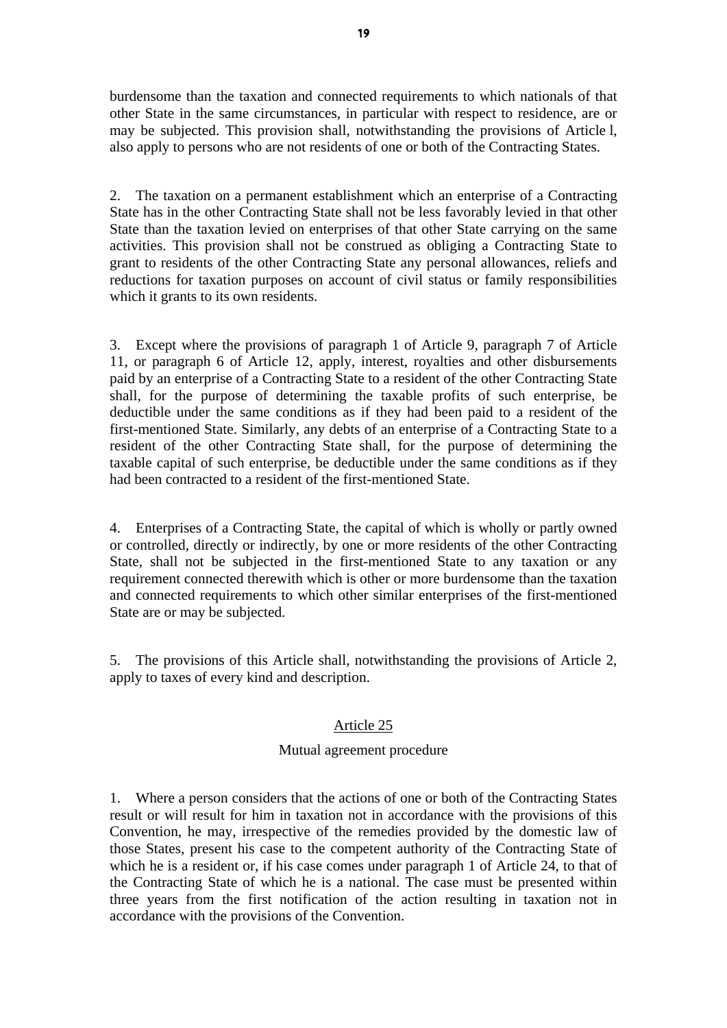burdensome than the taxation and connected requirements to which nationals of that other State in the same circumstances, in particular with respect to residence, are or may be subjected. This provision shall, notwithstanding the provisions of Article l, also apply to persons who are not residents of one or both of the Contracting States.

2. The taxation on a permanent establishment which an enterprise of a Contracting State has in the other Contracting State shall not be less favorably levied in that other State than the taxation levied on enterprises of that other State carrying on the same activities. This provision shall not be construed as obliging a Contracting State to grant to residents of the other Contracting State any personal allowances, reliefs and reductions for taxation purposes on account of civil status or family responsibilities which it grants to its own residents.

3. Except where the provisions of paragraph 1 of Article 9, paragraph 7 of Article 11, or paragraph 6 of Article 12, apply, interest, royalties and other disbursements paid by an enterprise of a Contracting State to a resident of the other Contracting State shall, for the purpose of determining the taxable profits of such enterprise, be deductible under the same conditions as if they had been paid to a resident of the first-mentioned State. Similarly, any debts of an enterprise of a Contracting State to a resident of the other Contracting State shall, for the purpose of determining the taxable capital of such enterprise, be deductible under the same conditions as if they had been contracted to a resident of the first-mentioned State.

4. Enterprises of a Contracting State, the capital of which is wholly or partly owned or controlled, directly or indirectly, by one or more residents of the other Contracting State, shall not be subjected in the first-mentioned State to any taxation or any requirement connected therewith which is other or more burdensome than the taxation and connected requirements to which other similar enterprises of the first-mentioned State are or may be subjected.

5. The provisions of this Article shall, notwithstanding the provisions of Article 2, apply to taxes of every kind and description.

## Article 25

### Mutual agreement procedure

1. Where a person considers that the actions of one or both of the Contracting States result or will result for him in taxation not in accordance with the provisions of this Convention, he may, irrespective of the remedies provided by the domestic law of those States, present his case to the competent authority of the Contracting State of which he is a resident or, if his case comes under paragraph 1 of Article 24, to that of the Contracting State of which he is a national. The case must be presented within three years from the first notification of the action resulting in taxation not in accordance with the provisions of the Convention.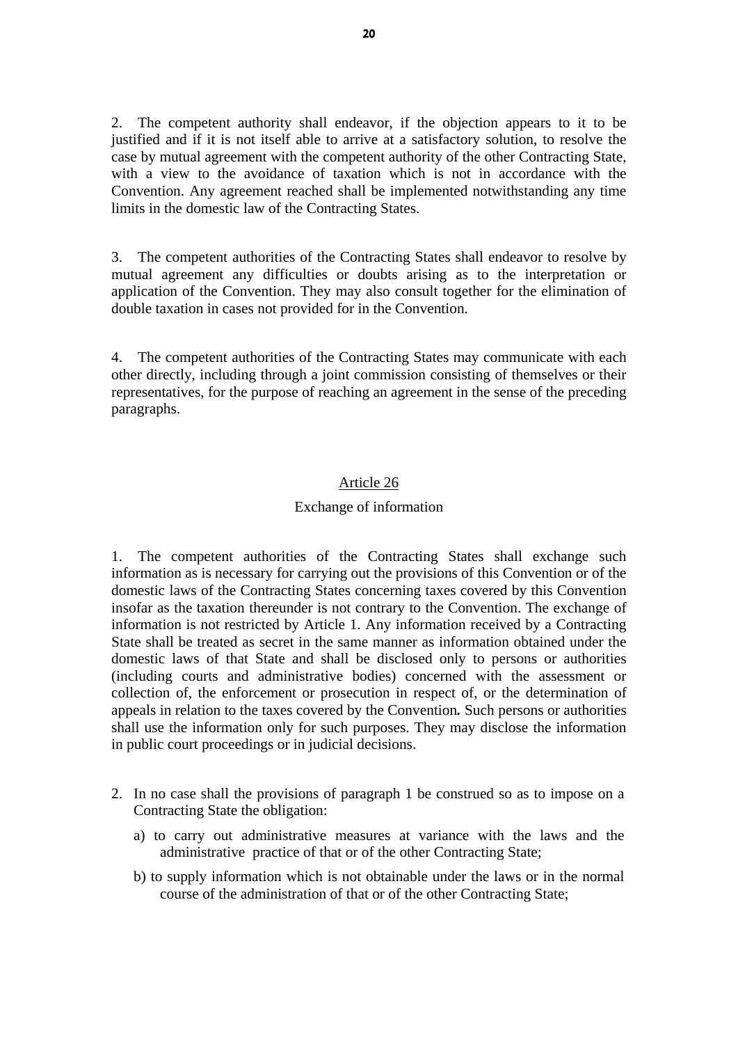2. The competent authority shall endeavor, if the objection appears to it to be justified and if it is not itself able to arrive at a satisfactory solution, to resolve the case by mutual agreement with the competent authority of the other Contracting State, with a view to the avoidance of taxation which is not in accordance with the Convention. Any agreement reached shall be implemented notwithstanding any time limits in the domestic law of the Contracting States.

3. The competent authorities of the Contracting States shall endeavor to resolve by mutual agreement any difficulties or doubts arising as to the interpretation or application of the Convention. They may also consult together for the elimination of double taxation in cases not provided for in the Convention.

4. The competent authorities of the Contracting States may communicate with each other directly, including through a joint commission consisting of themselves or their representatives, for the purpose of reaching an agreement in the sense of the preceding paragraphs.

## Article 26

### Exchange of information

1. The competent authorities of the Contracting States shall exchange such information as is necessary for carrying out the provisions of this Convention or of the domestic laws of the Contracting States concerning taxes covered by this Convention insofar as the taxation thereunder is not contrary to the Convention. The exchange of information is not restricted by Article 1. Any information received by a Contracting State shall be treated as secret in the same manner as information obtained under the domestic laws of that State and shall be disclosed only to persons or authorities (including courts and administrative bodies) concerned with the assessment or collection of, the enforcement or prosecution in respect of, or the determination of appeals in relation to the taxes covered by the Convention**.** Such persons or authorities shall use the information only for such purposes. They may disclose the information in public court proceedings or in judicial decisions.

2. In no case shall the provisions of paragraph 1 be construed so as to impose on a Contracting State the obligation:

   a) to carry out administrative measures at variance with the laws and the administrative practice of that or of the other Contracting State;

   b) to supply information which is not obtainable under the laws or in the normal course of the administration of that or of the other Contracting State;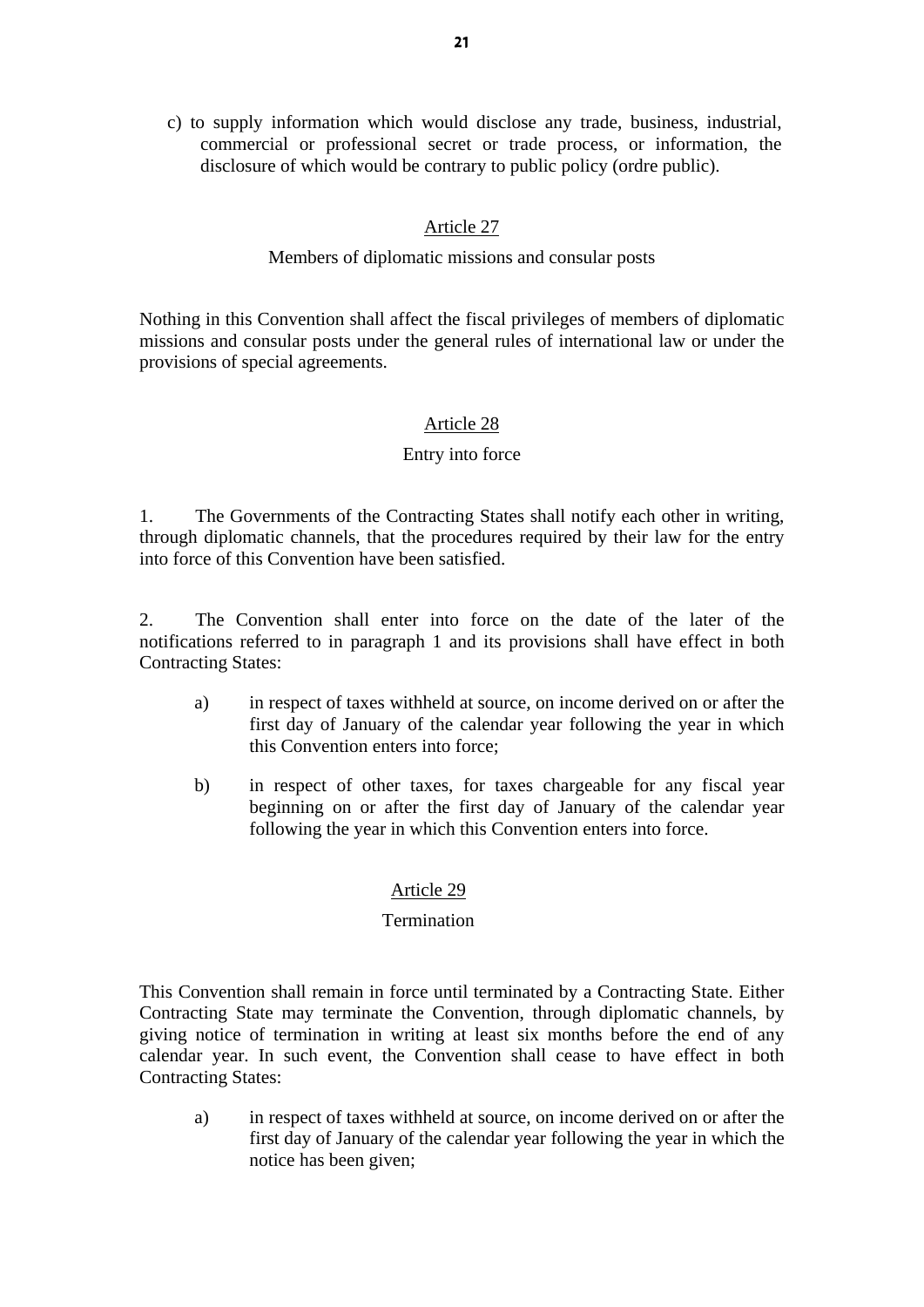c) to supply information which would disclose any trade, business, industrial, commercial or professional secret or trade process, or information, the disclosure of which would be contrary to public policy (ordre public).

## Article 27

### Members of diplomatic missions and consular posts

Nothing in this Convention shall affect the fiscal privileges of members of diplomatic missions and consular posts under the general rules of international law or under the provisions of special agreements.

## Article 28

### Entry into force

1. The Governments of the Contracting States shall notify each other in writing, through diplomatic channels, that the procedures required by their law for the entry into force of this Convention have been satisfied.

2. The Convention shall enter into force on the date of the later of the notifications referred to in paragraph 1 and its provisions shall have effect in both Contracting States:

   a) in respect of taxes withheld at source, on income derived on or after the first day of January of the calendar year following the year in which this Convention enters into force;

   b) in respect of other taxes, for taxes chargeable for any fiscal year beginning on or after the first day of January of the calendar year following the year in which this Convention enters into force.

## Article 29

### Termination

This Convention shall remain in force until terminated by a Contracting State. Either Contracting State may terminate the Convention, through diplomatic channels, by giving notice of termination in writing at least six months before the end of any calendar year. In such event, the Convention shall cease to have effect in both Contracting States:

   a) in respect of taxes withheld at source, on income derived on or after the first day of January of the calendar year following the year in which the notice has been given;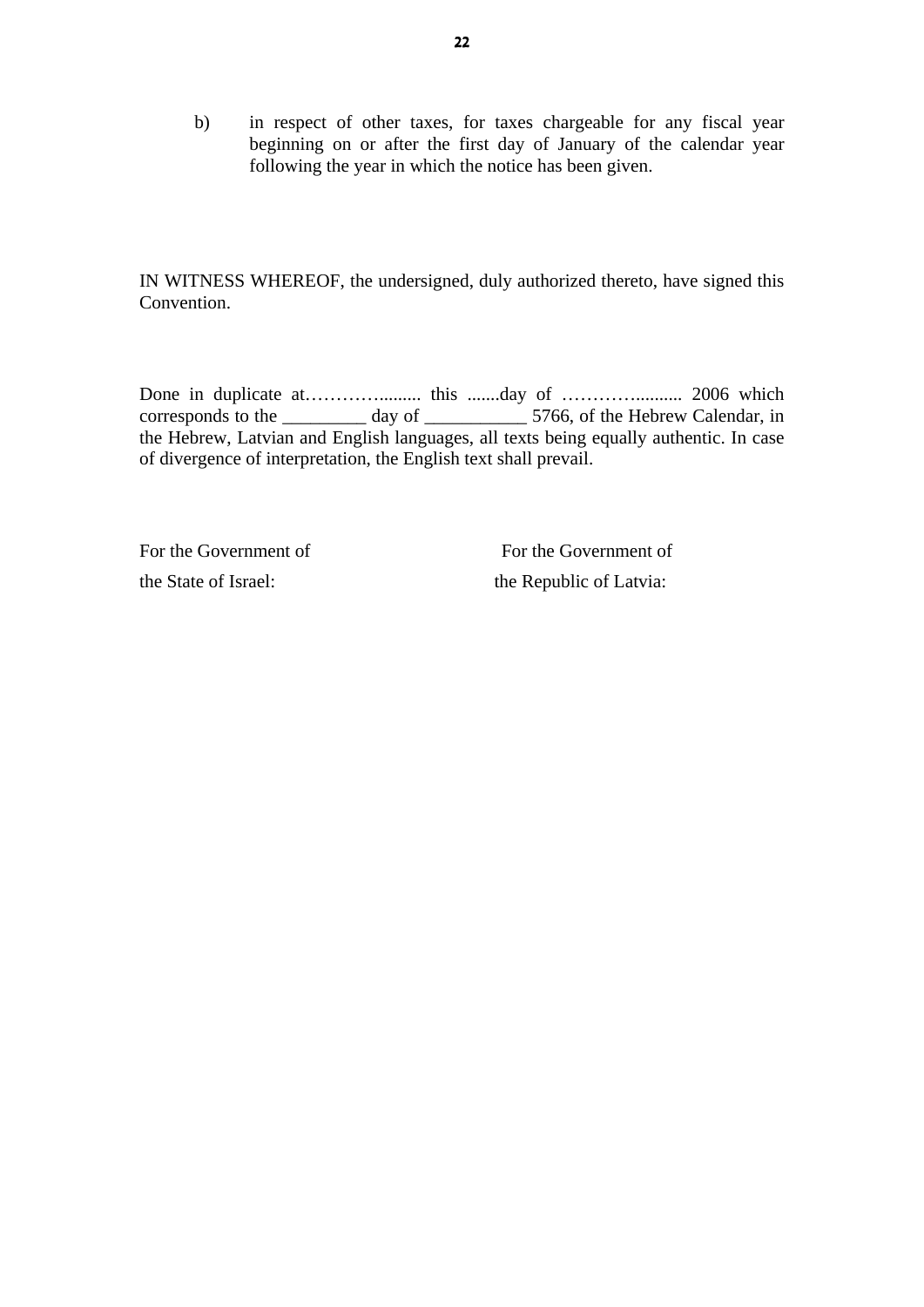b) in respect of other taxes, for taxes chargeable for any fiscal year beginning on or after the first day of January of the calendar year following the year in which the notice has been given.

IN WITNESS WHEREOF, the undersigned, duly authorized thereto, have signed this Convention.

Done in duplicate at………......... this .......day of ………….......... 2006 which corresponds to the _________ day of ___________ 5766, of the Hebrew Calendar, in the Hebrew, Latvian and English languages, all texts being equally authentic. In case of divergence of interpretation, the English text shall prevail.

For the Government of the State of Israel:

For the Government of the Republic of Latvia: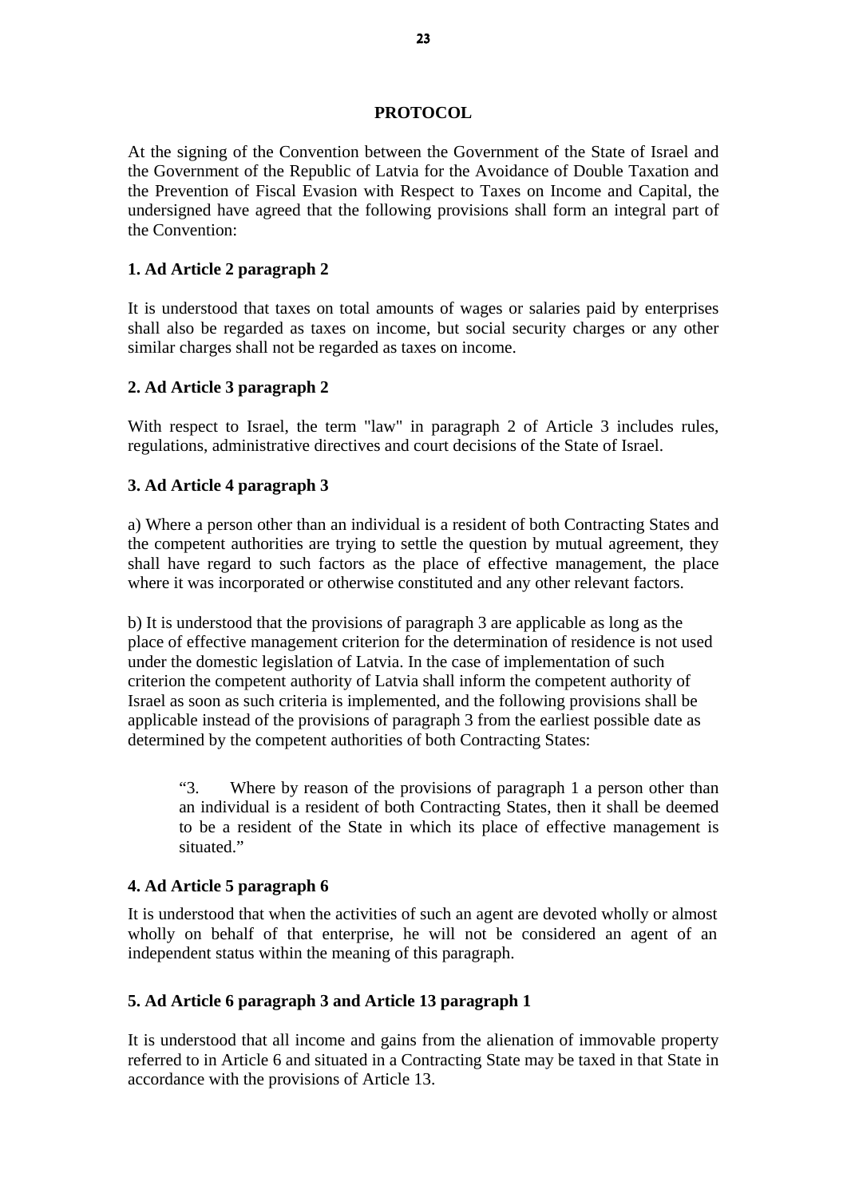# PROTOCOL

At the signing of the Convention between the Government of the State of Israel and the Government of the Republic of Latvia for the Avoidance of Double Taxation and the Prevention of Fiscal Evasion with Respect to Taxes on Income and Capital, the undersigned have agreed that the following provisions shall form an integral part of the Convention:

**1. Ad Article 2 paragraph 2**

It is understood that taxes on total amounts of wages or salaries paid by enterprises shall also be regarded as taxes on income, but social security charges or any other similar charges shall not be regarded as taxes on income.

**2. Ad Article 3 paragraph 2**

With respect to Israel, the term "law" in paragraph 2 of Article 3 includes rules, regulations, administrative directives and court decisions of the State of Israel.

**3. Ad Article 4 paragraph 3**

a) Where a person other than an individual is a resident of both Contracting States and the competent authorities are trying to settle the question by mutual agreement, they shall have regard to such factors as the place of effective management, the place where it was incorporated or otherwise constituted and any other relevant factors.

b) It is understood that the provisions of paragraph 3 are applicable as long as the place of effective management criterion for the determination of residence is not used under the domestic legislation of Latvia. In the case of implementation of such criterion the competent authority of Latvia shall inform the competent authority of Israel as soon as such criteria is implemented, and the following provisions shall be applicable instead of the provisions of paragraph 3 from the earliest possible date as determined by the competent authorities of both Contracting States:

> "3. Where by reason of the provisions of paragraph 1 a person other than an individual is a resident of both Contracting States, then it shall be deemed to be a resident of the State in which its place of effective management is situated."

**4. Ad Article 5 paragraph 6**

It is understood that when the activities of such an agent are devoted wholly or almost wholly on behalf of that enterprise, he will not be considered an agent of an independent status within the meaning of this paragraph.

**5. Ad Article 6 paragraph 3 and Article 13 paragraph 1**

It is understood that all income and gains from the alienation of immovable property referred to in Article 6 and situated in a Contracting State may be taxed in that State in accordance with the provisions of Article 13.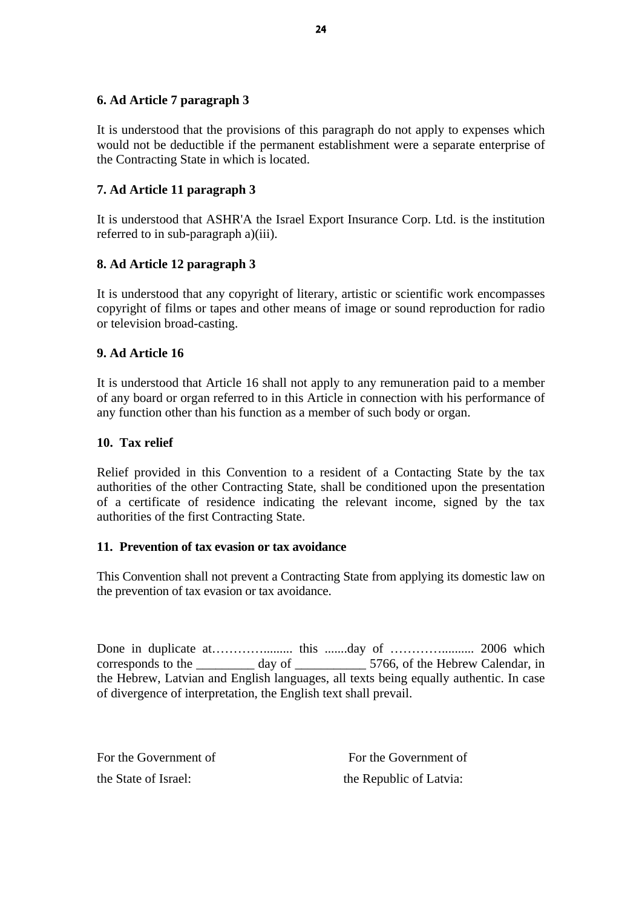**6. Ad Article 7 paragraph 3**

It is understood that the provisions of this paragraph do not apply to expenses which would not be deductible if the permanent establishment were a separate enterprise of the Contracting State in which is located.

**7. Ad Article 11 paragraph 3**

It is understood that ASHR'A the Israel Export Insurance Corp. Ltd. is the institution referred to in sub-paragraph a)(iii).

**8. Ad Article 12 paragraph 3**

It is understood that any copyright of literary, artistic or scientific work encompasses copyright of films or tapes and other means of image or sound reproduction for radio or television broad-casting.

**9. Ad Article 16**

It is understood that Article 16 shall not apply to any remuneration paid to a member of any board or organ referred to in this Article in connection with his performance of any function other than his function as a member of such body or organ.

**10. Tax relief**

Relief provided in this Convention to a resident of a Contacting State by the tax authorities of the other Contracting State, shall be conditioned upon the presentation of a certificate of residence indicating the relevant income, signed by the tax authorities of the first Contracting State.

**11. Prevention of tax evasion or tax avoidance**

This Convention shall not prevent a Contracting State from applying its domestic law on the prevention of tax evasion or tax avoidance.

Done in duplicate at………….......... this .......day of …………........... 2006 which corresponds to the _________ day of ___________ 5766, of the Hebrew Calendar, in the Hebrew, Latvian and English languages, all texts being equally authentic. In case of divergence of interpretation, the English text shall prevail.

For the Government of the State of Israel:

For the Government of the Republic of Latvia: